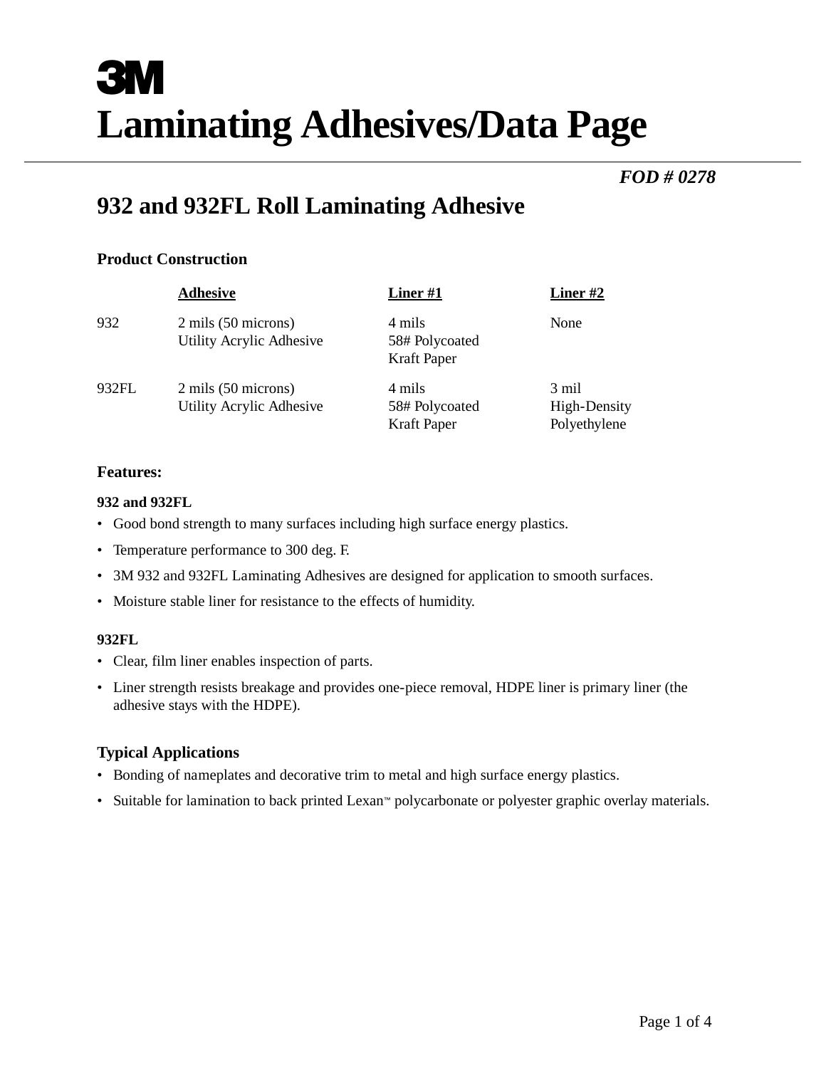# 3M

# Laminating Adhesives/Data Page

***FOD # 0278***

## 932 and 932FL Roll Laminating Adhesive

### Product Construction

| | Adhesive | Liner #1 | Liner #2 |
|---|---|---|---|
| 932 | 2 mils (50 microns) Utility Acrylic Adhesive | 4 mils 58# Polycoated Kraft Paper | None |
| 932FL | 2 mils (50 microns) Utility Acrylic Adhesive | 4 mils 58# Polycoated Kraft Paper | 3 mil High-Density Polyethylene |

### Features:

**932 and 932FL**

- Good bond strength to many surfaces including high surface energy plastics.
- Temperature performance to 300 deg. F.
- 3M 932 and 932FL Laminating Adhesives are designed for application to smooth surfaces.
- Moisture stable liner for resistance to the effects of humidity.

**932FL**

- Clear, film liner enables inspection of parts.
- Liner strength resists breakage and provides one-piece removal, HDPE liner is primary liner (the adhesive stays with the HDPE).

### Typical Applications

- Bonding of nameplates and decorative trim to metal and high surface energy plastics.
- Suitable for lamination to back printed Lexan™ polycarbonate or polyester graphic overlay materials.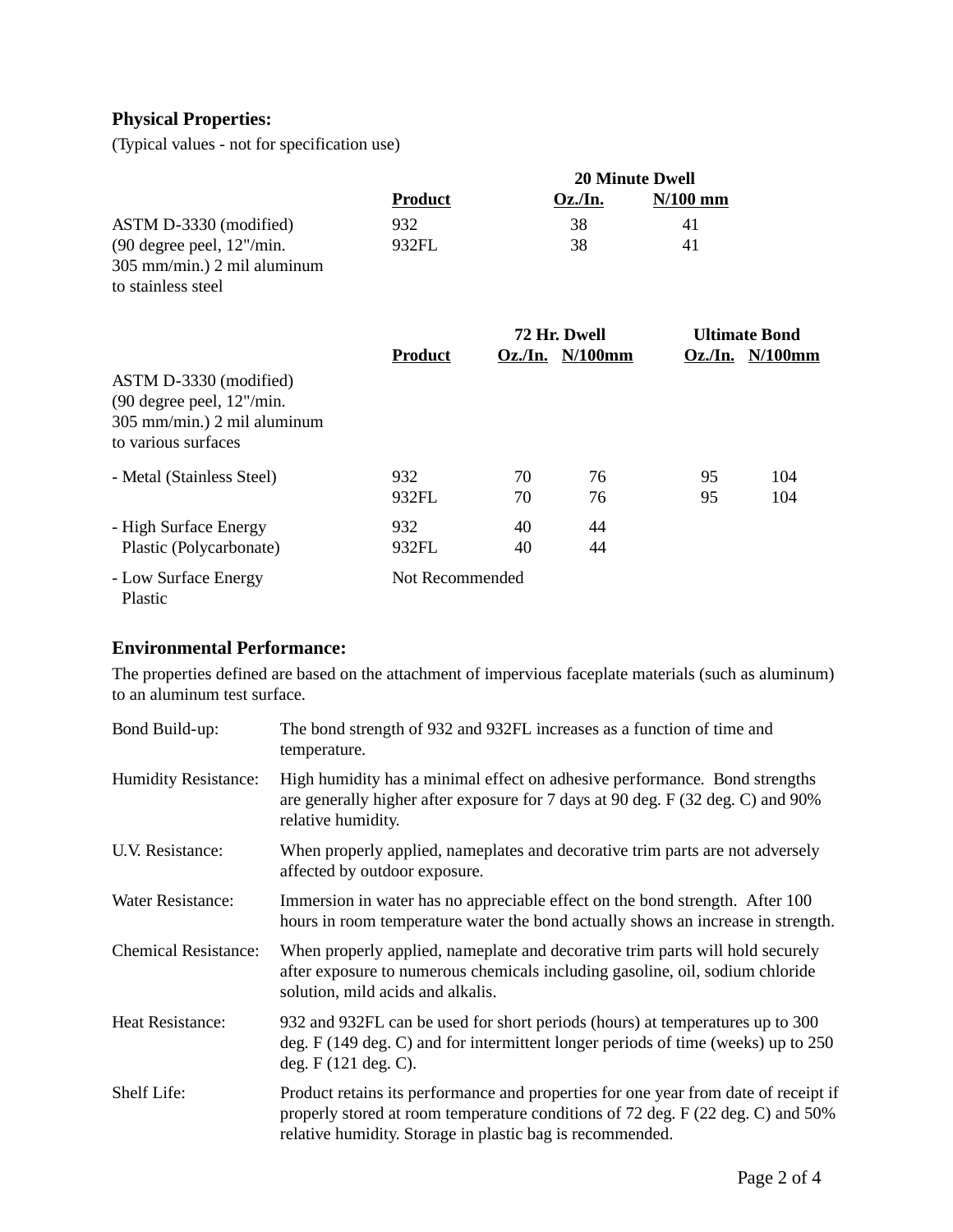## Physical Properties:

(Typical values - not for specification use)

| | | 20 Minute Dwell | |
|---|---|---|---|
| | **Product** | **Oz./In.** | **N/100 mm** |
| ASTM D-3330 (modified) (90 degree peel, 12"/min. 305 mm/min.) 2 mil aluminum to stainless steel | 932 | 38 | 41 |
| | 932FL | 38 | 41 |

| | | 72 Hr. Dwell | | Ultimate Bond | |
|---|---|---|---|---|---|
| | **Product** | **Oz./In.** | **N/100mm** | **Oz./In.** | **N/100mm** |
| ASTM D-3330 (modified) (90 degree peel, 12"/min. 305 mm/min.) 2 mil aluminum to various surfaces | | | | | |
| - Metal (Stainless Steel) | 932 | 70 | 76 | 95 | 104 |
| | 932FL | 70 | 76 | 95 | 104 |
| - High Surface Energy Plastic (Polycarbonate) | 932 | 40 | 44 | | |
| | 932FL | 40 | 44 | | |
| - Low Surface Energy Plastic | Not Recommended | | | | |

## Environmental Performance:

The properties defined are based on the attachment of impervious faceplate materials (such as aluminum) to an aluminum test surface.

**Bond Build-up:** The bond strength of 932 and 932FL increases as a function of time and temperature.

**Humidity Resistance:** High humidity has a minimal effect on adhesive performance. Bond strengths are generally higher after exposure for 7 days at 90 deg. F (32 deg. C) and 90% relative humidity.

**U.V. Resistance:** When properly applied, nameplates and decorative trim parts are not adversely affected by outdoor exposure.

**Water Resistance:** Immersion in water has no appreciable effect on the bond strength. After 100 hours in room temperature water the bond actually shows an increase in strength.

**Chemical Resistance:** When properly applied, nameplate and decorative trim parts will hold securely after exposure to numerous chemicals including gasoline, oil, sodium chloride solution, mild acids and alkalis.

**Heat Resistance:** 932 and 932FL can be used for short periods (hours) at temperatures up to 300 deg. F (149 deg. C) and for intermittent longer periods of time (weeks) up to 250 deg. F (121 deg. C).

**Shelf Life:** Product retains its performance and properties for one year from date of receipt if properly stored at room temperature conditions of 72 deg. F (22 deg. C) and 50% relative humidity. Storage in plastic bag is recommended.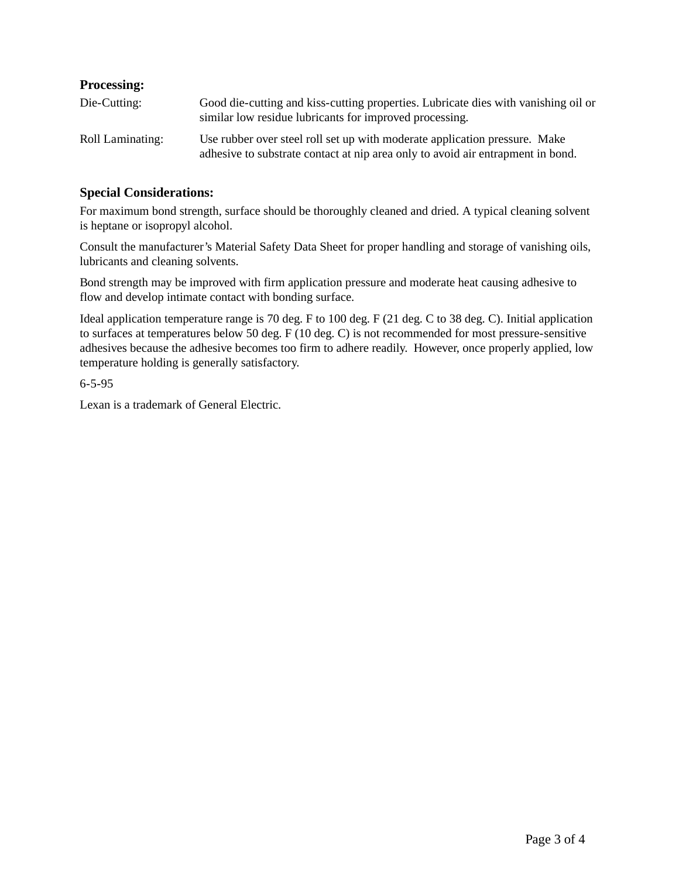**Processing:**

| | |
|---|---|
| Die-Cutting: | Good die-cutting and kiss-cutting properties. Lubricate dies with vanishing oil or similar low residue lubricants for improved processing. |
| Roll Laminating: | Use rubber over steel roll set up with moderate application pressure. Make adhesive to substrate contact at nip area only to avoid air entrapment in bond. |

**Special Considerations:**

For maximum bond strength, surface should be thoroughly cleaned and dried. A typical cleaning solvent is heptane or isopropyl alcohol.

Consult the manufacturer's Material Safety Data Sheet for proper handling and storage of vanishing oils, lubricants and cleaning solvents.

Bond strength may be improved with firm application pressure and moderate heat causing adhesive to flow and develop intimate contact with bonding surface.

Ideal application temperature range is 70 deg. F to 100 deg. F (21 deg. C to 38 deg. C). Initial application to surfaces at temperatures below 50 deg. F (10 deg. C) is not recommended for most pressure-sensitive adhesives because the adhesive becomes too firm to adhere readily. However, once properly applied, low temperature holding is generally satisfactory.

6-5-95

Lexan is a trademark of General Electric.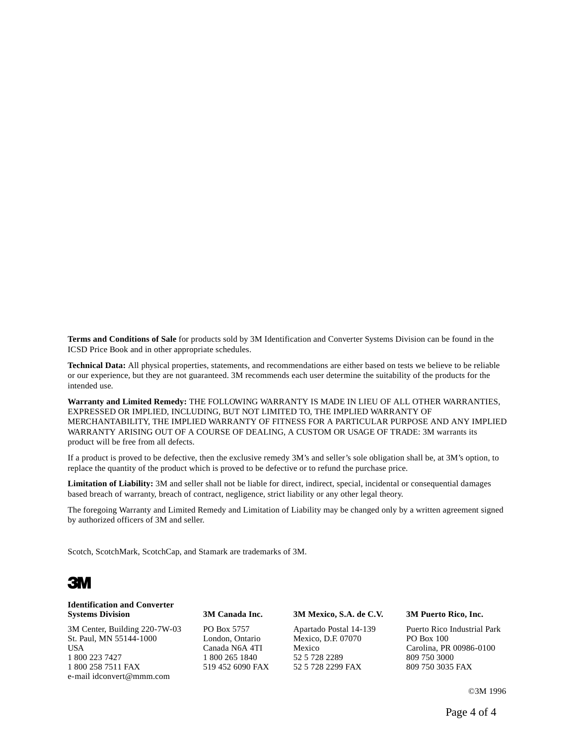**Terms and Conditions of Sale** for products sold by 3M Identification and Converter Systems Division can be found in the ICSD Price Book and in other appropriate schedules.

**Technical Data:** All physical properties, statements, and recommendations are either based on tests we believe to be reliable or our experience, but they are not guaranteed. 3M recommends each user determine the suitability of the products for the intended use.

**Warranty and Limited Remedy:** THE FOLLOWING WARRANTY IS MADE IN LIEU OF ALL OTHER WARRANTIES, EXPRESSED OR IMPLIED, INCLUDING, BUT NOT LIMITED TO, THE IMPLIED WARRANTY OF MERCHANTABILITY, THE IMPLIED WARRANTY OF FITNESS FOR A PARTICULAR PURPOSE AND ANY IMPLIED WARRANTY ARISING OUT OF A COURSE OF DEALING, A CUSTOM OR USAGE OF TRADE: 3M warrants its product will be free from all defects.

If a product is proved to be defective, then the exclusive remedy 3M's and seller's sole obligation shall be, at 3M's option, to replace the quantity of the product which is proved to be defective or to refund the purchase price.

**Limitation of Liability:** 3M and seller shall not be liable for direct, indirect, special, incidental or consequential damages based breach of warranty, breach of contract, negligence, strict liability or any other legal theory.

The foregoing Warranty and Limited Remedy and Limitation of Liability may be changed only by a written agreement signed by authorized officers of 3M and seller.

Scotch, ScotchMark, ScotchCap, and Stamark are trademarks of 3M.

**3M**

**Identification and Converter Systems Division**

3M Center, Building 220-7W-03
St. Paul, MN 55144-1000
USA
1 800 223 7427
1 800 258 7511 FAX
e-mail idconvert@mmm.com

**3M Canada Inc.**

PO Box 5757
London, Ontario
Canada N6A 4TI
1 800 265 1840
519 452 6090 FAX

**3M Mexico, S.A. de C.V.**

Apartado Postal 14-139
Mexico, D.F. 07070
Mexico
52 5 728 2289
52 5 728 2299 FAX

**3M Puerto Rico, Inc.**

Puerto Rico Industrial Park
PO Box 100
Carolina, PR 00986-0100
809 750 3000
809 750 3035 FAX

©3M 1996